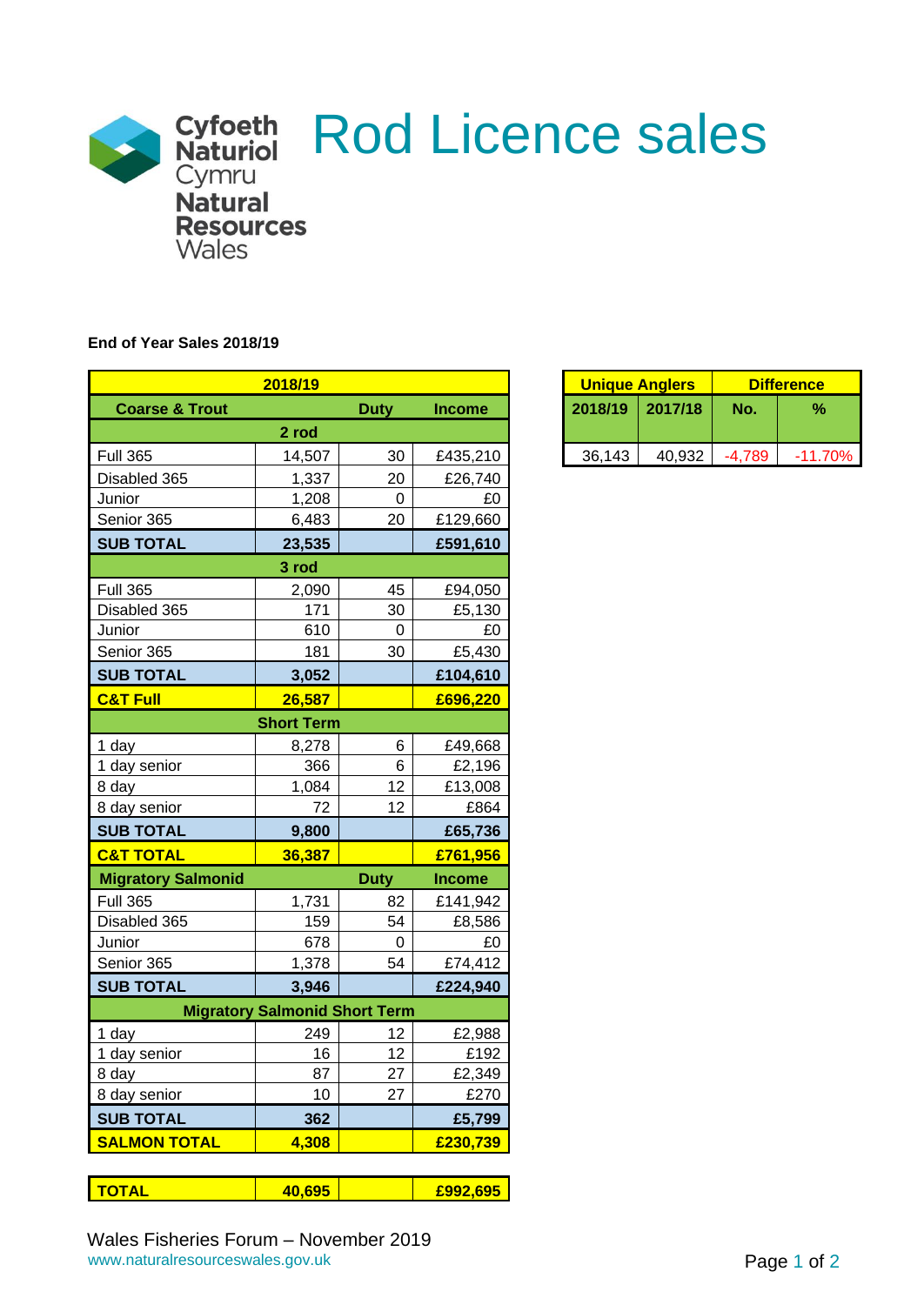# Rod Licence sales

Cyfoeth Naturiol Cymru
Natural Resources Wales

**End of Year Sales 2018/19**

| 2018/19 | | | |
|---|---|---|---|
| **Coarse & Trout** | | **Duty** | **Income** |
| **2 rod** | | | |
| Full 365 | 14,507 | 30 | £435,210 |
| Disabled 365 | 1,337 | 20 | £26,740 |
| Junior | 1,208 | 0 | £0 |
| Senior 365 | 6,483 | 20 | £129,660 |
| **SUB TOTAL** | **23,535** | | **£591,610** |
| **3 rod** | | | |
| Full 365 | 2,090 | 45 | £94,050 |
| Disabled 365 | 171 | 30 | £5,130 |
| Junior | 610 | 0 | £0 |
| Senior 365 | 181 | 30 | £5,430 |
| **SUB TOTAL** | **3,052** | | **£104,610** |
| **C&T Full** | **26,587** | | **£696,220** |
| **Short Term** | | | |
| 1 day | 8,278 | 6 | £49,668 |
| 1 day senior | 366 | 6 | £2,196 |
| 8 day | 1,084 | 12 | £13,008 |
| 8 day senior | 72 | 12 | £864 |
| **SUB TOTAL** | **9,800** | | **£65,736** |
| **C&T TOTAL** | **36,387** | | **£761,956** |
| **Migratory Salmonid** | | **Duty** | **Income** |
| Full 365 | 1,731 | 82 | £141,942 |
| Disabled 365 | 159 | 54 | £8,586 |
| Junior | 678 | 0 | £0 |
| Senior 365 | 1,378 | 54 | £74,412 |
| **SUB TOTAL** | **3,946** | | **£224,940** |
| **Migratory Salmonid Short Term** | | | |
| 1 day | 249 | 12 | £2,988 |
| 1 day senior | 16 | 12 | £192 |
| 8 day | 87 | 27 | £2,349 |
| 8 day senior | 10 | 27 | £270 |
| **SUB TOTAL** | **362** | | **£5,799** |
| **SALMON TOTAL** | **4,308** | | **£230,739** |

| **TOTAL** | **40,695** | | **£992,695** |
|---|---|---|---|

| **Unique Anglers** | | **Difference** | |
|---|---|---|---|
| **2018/19** | **2017/18** | **No.** | **%** |
| 36,143 | 40,932 | -4,789 | -11.70% |

Wales Fisheries Forum – November 2019
www.naturalresourceswales.gov.uk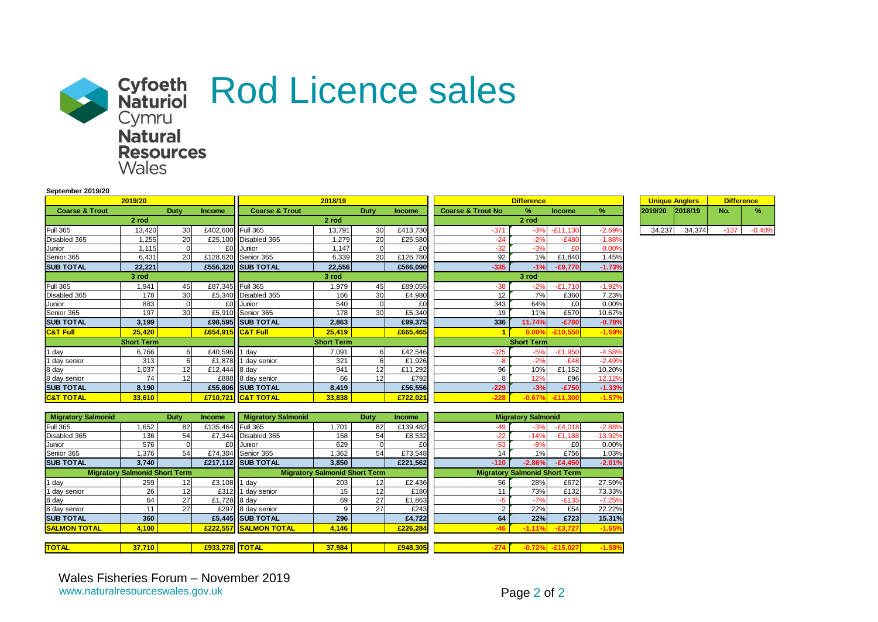Cyfoeth Naturiol Cymru
Natural Resources Wales

# Rod Licence sales

**September 2019/20**

| 2019/20 | | | | 2018/19 | | | | Difference | | | |
|---|---|---|---|---|---|---|---|---|---|---|---|
| **Coarse & Trout** | | **Duty** | **Income** | **Coarse & Trout** | | **Duty** | **Income** | **Coarse & Trout No** | **%** | **Income** | **%** |
| **2 rod** | | | | **2 rod** | | | | **2 rod** | | | |
| Full 365 | 13,420 | 30 | £402,600 | Full 365 | 13,791 | 30 | £413,730 | -371 | -3% | -£11,130 | -2.69% |
| Disabled 365 | 1,255 | 20 | £25,100 | Disabled 365 | 1,279 | 20 | £25,580 | -24 | -2% | -£480 | -1.88% |
| Junior | 1,115 | 0 | £0 | Junior | 1,147 | 0 | £0 | -32 | -3% | £0 | 0.00% |
| Senior 365 | 6,431 | 20 | £128,620 | Senior 365 | 6,339 | 20 | £126,780 | 92 | 1% | £1,840 | 1.45% |
| **SUB TOTAL** | **22,221** | | **£556,320** | **SUB TOTAL** | **22,556** | | **£566,090** | **-335** | **-1%** | **-£9,770** | **-1.73%** |
| **3 rod** | | | | **3 rod** | | | | **3 rod** | | | |
| Full 365 | 1,941 | 45 | £87,345 | Full 365 | 1,979 | 45 | £89,055 | -38 | -2% | -£1,710 | -1.92% |
| Disabled 365 | 178 | 30 | £5,340 | Disabled 365 | 166 | 30 | £4,980 | 12 | 7% | £360 | 7.23% |
| Junior | 883 | 0 | £0 | Junior | 540 | 0 | £0 | 343 | 64% | £0 | 0.00% |
| Senior 365 | 197 | 30 | £5,910 | Senior 365 | 178 | 30 | £5,340 | 19 | 11% | £570 | 10.67% |
| **SUB TOTAL** | **3,199** | | **£98,595** | **SUB TOTAL** | **2,863** | | **£99,375** | **336** | **11.74%** | **-£780** | **-0.78%** |
| **C&T Full** | **25,420** | | **£654,915** | **C&T Full** | **25,419** | | **£665,465** | **1** | **0.00%** | **-£10,550** | **-1.59%** |
| **Short Term** | | | | **Short Term** | | | | **Short Term** | | | |
| 1 day | 6,766 | 6 | £40,596 | 1 day | 7,091 | 6 | £42,546 | -325 | -5% | -£1,950 | -4.58% |
| 1 day senior | 313 | 6 | £1,878 | 1 day senior | 321 | 6 | £1,926 | -8 | -2% | -£48 | -2.49% |
| 8 day | 1,037 | 12 | £12,444 | 8 day | 941 | 12 | £11,292 | 96 | 10% | £1,152 | 10.20% |
| 8 day senior | 74 | 12 | £888 | 8 day senior | 66 | 12 | £792 | 8 | 12% | £96 | 12.12% |
| **SUB TOTAL** | **8,190** | | **£55,806** | **SUB TOTAL** | **8,419** | | **£56,556** | **-229** | **-3%** | **-£750** | **-1.33%** |
| **C&T TOTAL** | **33,610** | | **£710,721** | **C&T TOTAL** | **33,838** | | **£722,021** | **-228** | **-0.67%** | **-£11,300** | **-1.57%** |

| Unique Anglers | | Difference | |
|---|---|---|---|
| **2019/20** | **2018/19** | **No.** | **%** |
| 34,237 | 34,374 | -137 | -0.40% |

| **Migratory Salmonid** | | **Duty** | **Income** | **Migratory Salmonid** | | **Duty** | **Income** | **Migratory Salmonid** | | | |
|---|---|---|---|---|---|---|---|---|---|---|---|
| Full 365 | 1,652 | 82 | £135,464 | Full 365 | 1,701 | 82 | £139,482 | -49 | -3% | -£4,018 | -2.88% |
| Disabled 365 | 136 | 54 | £7,344 | Disabled 365 | 158 | 54 | £8,532 | -22 | -14% | -£1,188 | -13.92% |
| Junior | 576 | 0 | £0 | Junior | 629 | 0 | £0 | -53 | -8% | £0 | 0.00% |
| Senior 365 | 1,376 | 54 | £74,304 | Senior 365 | 1,362 | 54 | £73,548 | 14 | 1% | £756 | 1.03% |
| **SUB TOTAL** | **3,740** | | **£217,112** | **SUB TOTAL** | **3,850** | | **£221,562** | **-110** | **-2.86%** | **-£4,450** | **-2.01%** |
| **Migratory Salmonid Short Term** | | | | **Migratory Salmonid Short Term** | | | | **Migratory Salmonid Short Term** | | | |
| 1 day | 259 | 12 | £3,108 | 1 day | 203 | 12 | £2,436 | 56 | 28% | £672 | 27.59% |
| 1 day senior | 26 | 12 | £312 | 1 day senior | 15 | 12 | £180 | 11 | 73% | £132 | 73.33% |
| 8 day | 64 | 27 | £1,728 | 8 day | 69 | 27 | £1,863 | -5 | -7% | -£135 | -7.25% |
| 8 day senior | 11 | 27 | £297 | 8 day senior | 9 | 27 | £243 | 2 | 22% | £54 | 22.22% |
| **SUB TOTAL** | **360** | | **£5,445** | **SUB TOTAL** | **296** | | **£4,722** | **64** | **22%** | **£723** | **15.31%** |
| **SALMON TOTAL** | **4,100** | | **£222,557** | **SALMON TOTAL** | **4,146** | | **£226,284** | **-46** | **-1.11%** | **-£3,727** | **-1.65%** |
| **TOTAL** | **37,710** | | **£933,278** | **TOTAL** | **37,984** | | **£948,305** | **-274** | **-0.72%** | **-£15,027** | **-1.58%** |

Wales Fisheries Forum – November 2019

www.naturalresourceswales.gov.uk